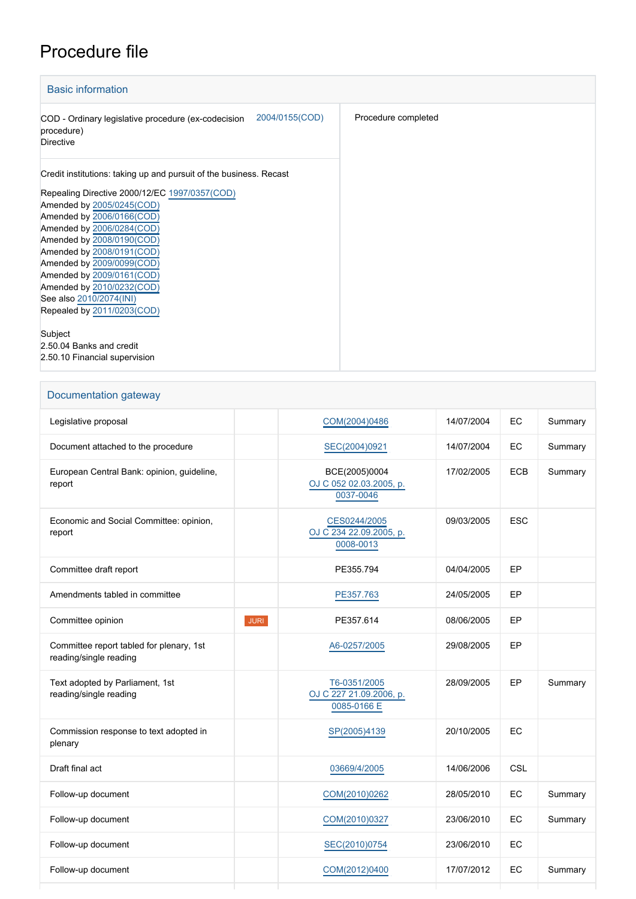# Procedure file

## Basic information

| | | |
|---|---|---|
| COD - Ordinary legislative procedure (ex-codecision procedure)<br>Directive | 2004/0155(COD) | Procedure completed |
| Credit institutions: taking up and pursuit of the business. Recast<br><br>Repealing Directive 2000/12/EC 1997/0357(COD)<br>Amended by 2005/0245(COD)<br>Amended by 2006/0166(COD)<br>Amended by 2006/0284(COD)<br>Amended by 2008/0190(COD)<br>Amended by 2008/0191(COD)<br>Amended by 2009/0099(COD)<br>Amended by 2009/0161(COD)<br>Amended by 2010/0232(COD)<br>See also 2010/2074(INI)<br>Repealed by 2011/0203(COD)<br><br>Subject<br>2.50.04 Banks and credit<br>2.50.10 Financial supervision | | |

## Documentation gateway

| | | | | | |
|---|---|---|---|---|---|
| Legislative proposal | | COM(2004)0486 | 14/07/2004 | EC | Summary |
| Document attached to the procedure | | SEC(2004)0921 | 14/07/2004 | EC | Summary |
| European Central Bank: opinion, guideline, report | | BCE(2005)0004<br>OJ C 052 02.03.2005, p. 0037-0046 | 17/02/2005 | ECB | Summary |
| Economic and Social Committee: opinion, report | | CES0244/2005<br>OJ C 234 22.09.2005, p. 0008-0013 | 09/03/2005 | ESC | |
| Committee draft report | | PE355.794 | 04/04/2005 | EP | |
| Amendments tabled in committee | | PE357.763 | 24/05/2005 | EP | |
| Committee opinion | JURI | PE357.614 | 08/06/2005 | EP | |
| Committee report tabled for plenary, 1st reading/single reading | | A6-0257/2005 | 29/08/2005 | EP | |
| Text adopted by Parliament, 1st reading/single reading | | T6-0351/2005<br>OJ C 227 21.09.2006, p. 0085-0166 E | 28/09/2005 | EP | Summary |
| Commission response to text adopted in plenary | | SP(2005)4139 | 20/10/2005 | EC | |
| Draft final act | | 03669/4/2005 | 14/06/2006 | CSL | |
| Follow-up document | | COM(2010)0262 | 28/05/2010 | EC | Summary |
| Follow-up document | | COM(2010)0327 | 23/06/2010 | EC | Summary |
| Follow-up document | | SEC(2010)0754 | 23/06/2010 | EC | |
| Follow-up document | | COM(2012)0400 | 17/07/2012 | EC | Summary |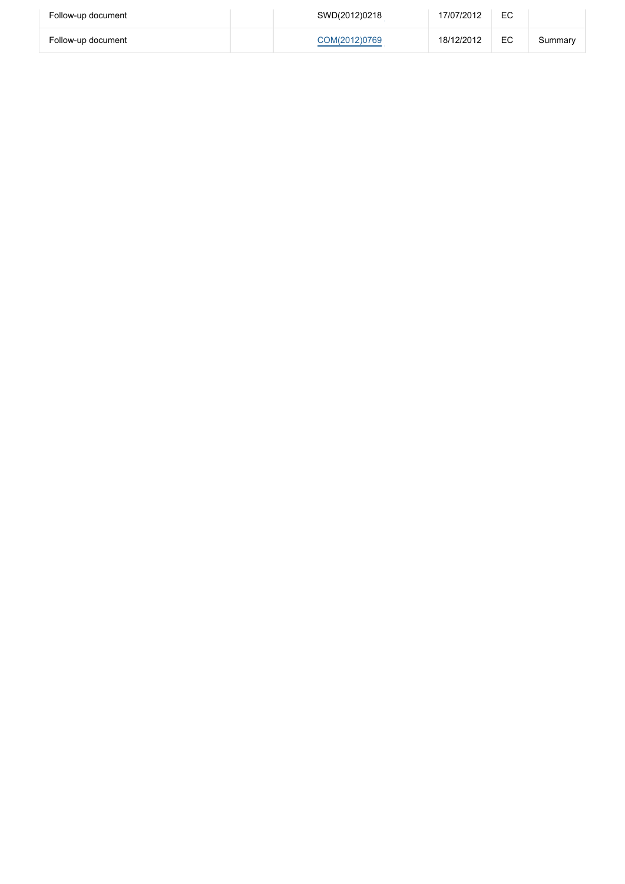| | | | | | |
|---|---|---|---|---|---|
| Follow-up document | | SWD(2012)0218 | 17/07/2012 | EC | |
| Follow-up document | | COM(2012)0769 | 18/12/2012 | EC | Summary |